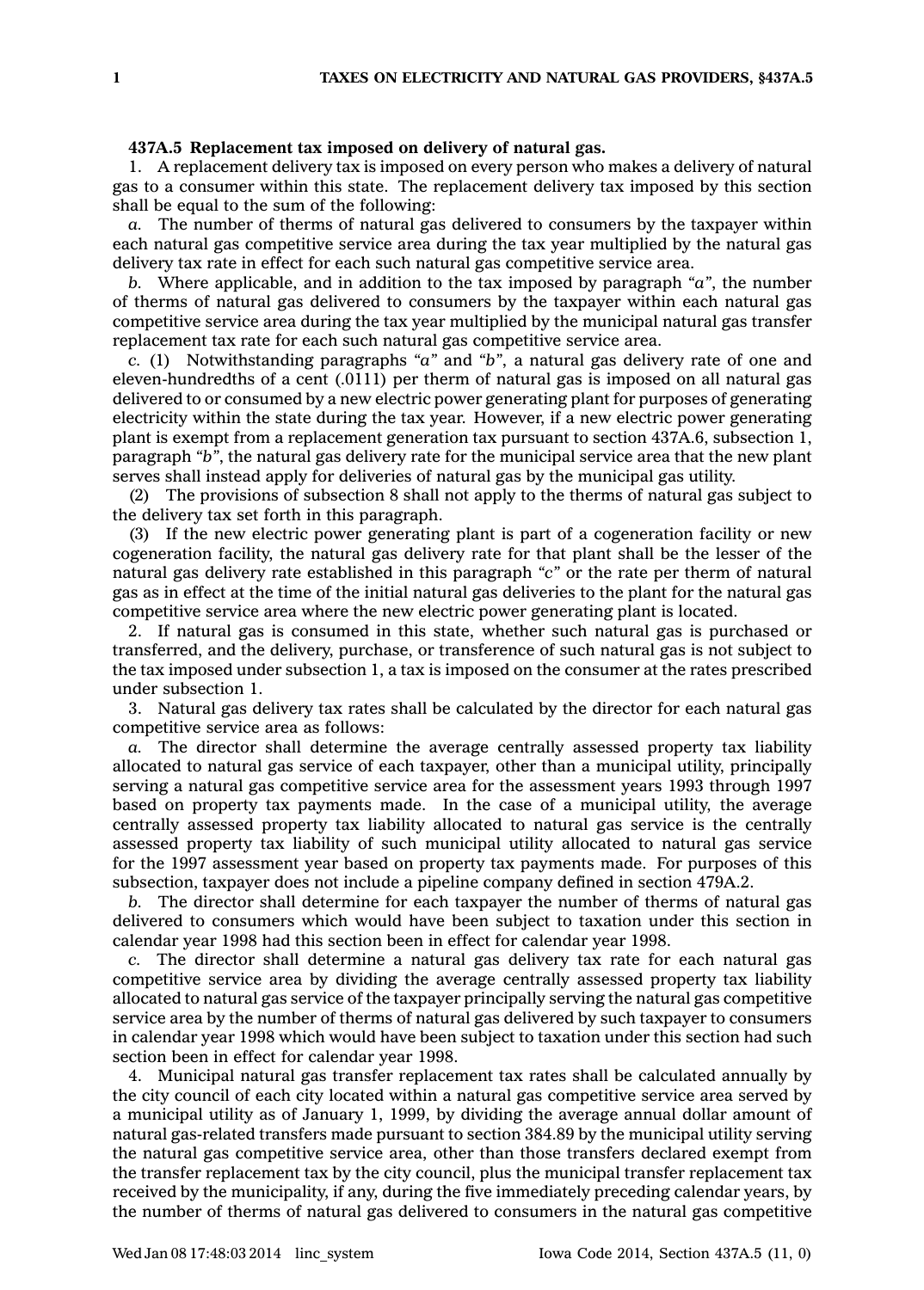**437A.5 Replacement tax imposed on delivery of natural gas.**

1. A replacement delivery tax is imposed on every person who makes a delivery of natural gas to a consumer within this state. The replacement delivery tax imposed by this section shall be equal to the sum of the following:

*a.* The number of therms of natural gas delivered to consumers by the taxpayer within each natural gas competitive service area during the tax year multiplied by the natural gas delivery tax rate in effect for each such natural gas competitive service area.

*b.* Where applicable, and in addition to the tax imposed by paragraph *"a"*, the number of therms of natural gas delivered to consumers by the taxpayer within each natural gas competitive service area during the tax year multiplied by the municipal natural gas transfer replacement tax rate for each such natural gas competitive service area.

*c.* (1) Notwithstanding paragraphs *"a"* and *"b"*, a natural gas delivery rate of one and eleven-hundredths of a cent (.0111) per therm of natural gas is imposed on all natural gas delivered to or consumed by a new electric power generating plant for purposes of generating electricity within the state during the tax year. However, if a new electric power generating plant is exempt from a replacement generation tax pursuant to section 437A.6, subsection 1, paragraph *"b"*, the natural gas delivery rate for the municipal service area that the new plant serves shall instead apply for deliveries of natural gas by the municipal gas utility.

(2) The provisions of subsection 8 shall not apply to the therms of natural gas subject to the delivery tax set forth in this paragraph.

(3) If the new electric power generating plant is part of a cogeneration facility or new cogeneration facility, the natural gas delivery rate for that plant shall be the lesser of the natural gas delivery rate established in this paragraph *"c"* or the rate per therm of natural gas as in effect at the time of the initial natural gas deliveries to the plant for the natural gas competitive service area where the new electric power generating plant is located.

2. If natural gas is consumed in this state, whether such natural gas is purchased or transferred, and the delivery, purchase, or transference of such natural gas is not subject to the tax imposed under subsection 1, a tax is imposed on the consumer at the rates prescribed under subsection 1.

3. Natural gas delivery tax rates shall be calculated by the director for each natural gas competitive service area as follows:

*a.* The director shall determine the average centrally assessed property tax liability allocated to natural gas service of each taxpayer, other than a municipal utility, principally serving a natural gas competitive service area for the assessment years 1993 through 1997 based on property tax payments made. In the case of a municipal utility, the average centrally assessed property tax liability allocated to natural gas service is the centrally assessed property tax liability of such municipal utility allocated to natural gas service for the 1997 assessment year based on property tax payments made. For purposes of this subsection, taxpayer does not include a pipeline company defined in section 479A.2.

*b.* The director shall determine for each taxpayer the number of therms of natural gas delivered to consumers which would have been subject to taxation under this section in calendar year 1998 had this section been in effect for calendar year 1998.

*c.* The director shall determine a natural gas delivery tax rate for each natural gas competitive service area by dividing the average centrally assessed property tax liability allocated to natural gas service of the taxpayer principally serving the natural gas competitive service area by the number of therms of natural gas delivered by such taxpayer to consumers in calendar year 1998 which would have been subject to taxation under this section had such section been in effect for calendar year 1998.

4. Municipal natural gas transfer replacement tax rates shall be calculated annually by the city council of each city located within a natural gas competitive service area served by a municipal utility as of January 1, 1999, by dividing the average annual dollar amount of natural gas-related transfers made pursuant to section 384.89 by the municipal utility serving the natural gas competitive service area, other than those transfers declared exempt from the transfer replacement tax by the city council, plus the municipal transfer replacement tax received by the municipality, if any, during the five immediately preceding calendar years, by the number of therms of natural gas delivered to consumers in the natural gas competitive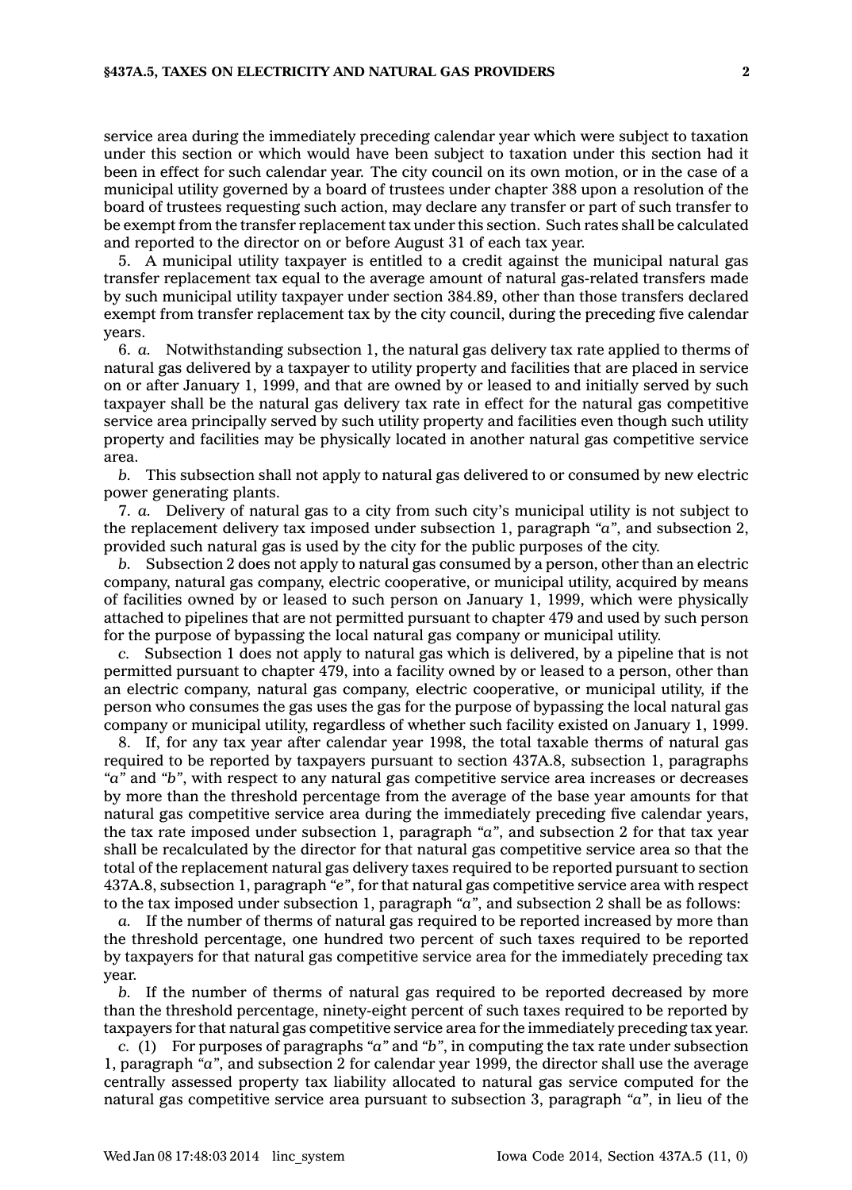service area during the immediately preceding calendar year which were subject to taxation under this section or which would have been subject to taxation under this section had it been in effect for such calendar year. The city council on its own motion, or in the case of a municipal utility governed by a board of trustees under chapter 388 upon a resolution of the board of trustees requesting such action, may declare any transfer or part of such transfer to be exempt from the transfer replacement tax under this section. Such rates shall be calculated and reported to the director on or before August 31 of each tax year.

5. A municipal utility taxpayer is entitled to a credit against the municipal natural gas transfer replacement tax equal to the average amount of natural gas-related transfers made by such municipal utility taxpayer under section 384.89, other than those transfers declared exempt from transfer replacement tax by the city council, during the preceding five calendar years.

6. *a.* Notwithstanding subsection 1, the natural gas delivery tax rate applied to therms of natural gas delivered by a taxpayer to utility property and facilities that are placed in service on or after January 1, 1999, and that are owned by or leased to and initially served by such taxpayer shall be the natural gas delivery tax rate in effect for the natural gas competitive service area principally served by such utility property and facilities even though such utility property and facilities may be physically located in another natural gas competitive service area.

*b.* This subsection shall not apply to natural gas delivered to or consumed by new electric power generating plants.

7. *a.* Delivery of natural gas to a city from such city's municipal utility is not subject to the replacement delivery tax imposed under subsection 1, paragraph *"a"*, and subsection 2, provided such natural gas is used by the city for the public purposes of the city.

*b.* Subsection 2 does not apply to natural gas consumed by a person, other than an electric company, natural gas company, electric cooperative, or municipal utility, acquired by means of facilities owned by or leased to such person on January 1, 1999, which were physically attached to pipelines that are not permitted pursuant to chapter 479 and used by such person for the purpose of bypassing the local natural gas company or municipal utility.

*c.* Subsection 1 does not apply to natural gas which is delivered, by a pipeline that is not permitted pursuant to chapter 479, into a facility owned by or leased to a person, other than an electric company, natural gas company, electric cooperative, or municipal utility, if the person who consumes the gas uses the gas for the purpose of bypassing the local natural gas company or municipal utility, regardless of whether such facility existed on January 1, 1999.

8. If, for any tax year after calendar year 1998, the total taxable therms of natural gas required to be reported by taxpayers pursuant to section 437A.8, subsection 1, paragraphs *"a"* and *"b"*, with respect to any natural gas competitive service area increases or decreases by more than the threshold percentage from the average of the base year amounts for that natural gas competitive service area during the immediately preceding five calendar years, the tax rate imposed under subsection 1, paragraph *"a"*, and subsection 2 for that tax year shall be recalculated by the director for that natural gas competitive service area so that the total of the replacement natural gas delivery taxes required to be reported pursuant to section 437A.8, subsection 1, paragraph *"e"*, for that natural gas competitive service area with respect to the tax imposed under subsection 1, paragraph *"a"*, and subsection 2 shall be as follows:

*a.* If the number of therms of natural gas required to be reported increased by more than the threshold percentage, one hundred two percent of such taxes required to be reported by taxpayers for that natural gas competitive service area for the immediately preceding tax year.

*b.* If the number of therms of natural gas required to be reported decreased by more than the threshold percentage, ninety-eight percent of such taxes required to be reported by taxpayers for that natural gas competitive service area for the immediately preceding tax year.

*c.* (1) For purposes of paragraphs *"a"* and *"b"*, in computing the tax rate under subsection 1, paragraph *"a"*, and subsection 2 for calendar year 1999, the director shall use the average centrally assessed property tax liability allocated to natural gas service computed for the natural gas competitive service area pursuant to subsection 3, paragraph *"a"*, in lieu of the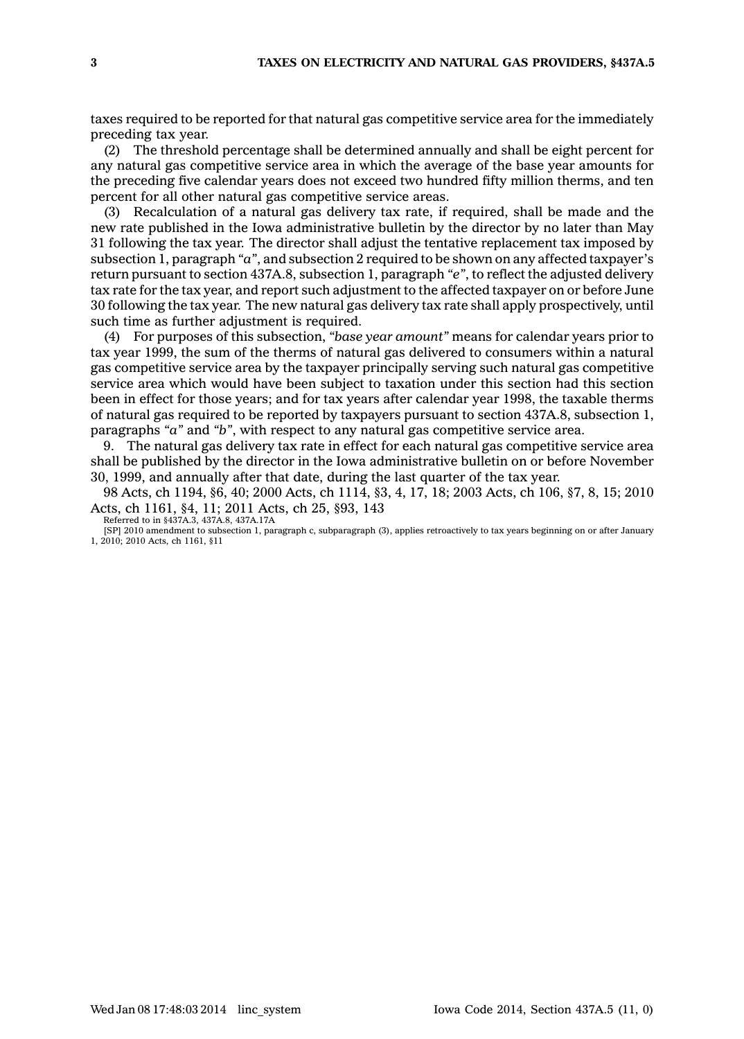taxes required to be reported for that natural gas competitive service area for the immediately preceding tax year.

(2) The threshold percentage shall be determined annually and shall be eight percent for any natural gas competitive service area in which the average of the base year amounts for the preceding five calendar years does not exceed two hundred fifty million therms, and ten percent for all other natural gas competitive service areas.

(3) Recalculation of a natural gas delivery tax rate, if required, shall be made and the new rate published in the Iowa administrative bulletin by the director by no later than May 31 following the tax year. The director shall adjust the tentative replacement tax imposed by subsection 1, paragraph *"a"*, and subsection 2 required to be shown on any affected taxpayer's return pursuant to section 437A.8, subsection 1, paragraph *"e"*, to reflect the adjusted delivery tax rate for the tax year, and report such adjustment to the affected taxpayer on or before June 30 following the tax year. The new natural gas delivery tax rate shall apply prospectively, until such time as further adjustment is required.

(4) For purposes of this subsection, *"base year amount"* means for calendar years prior to tax year 1999, the sum of the therms of natural gas delivered to consumers within a natural gas competitive service area by the taxpayer principally serving such natural gas competitive service area which would have been subject to taxation under this section had this section been in effect for those years; and for tax years after calendar year 1998, the taxable therms of natural gas required to be reported by taxpayers pursuant to section 437A.8, subsection 1, paragraphs *"a"* and *"b"*, with respect to any natural gas competitive service area.

9. The natural gas delivery tax rate in effect for each natural gas competitive service area shall be published by the director in the Iowa administrative bulletin on or before November 30, 1999, and annually after that date, during the last quarter of the tax year.

98 Acts, ch 1194, §6, 40; 2000 Acts, ch 1114, §3, 4, 17, 18; 2003 Acts, ch 106, §7, 8, 15; 2010 Acts, ch 1161, §4, 11; 2011 Acts, ch 25, §93, 143

Referred to in §437A.3, 437A.8, 437A.17A

[SP] 2010 amendment to subsection 1, paragraph c, subparagraph (3), applies retroactively to tax years beginning on or after January 1, 2010; 2010 Acts, ch 1161, §11